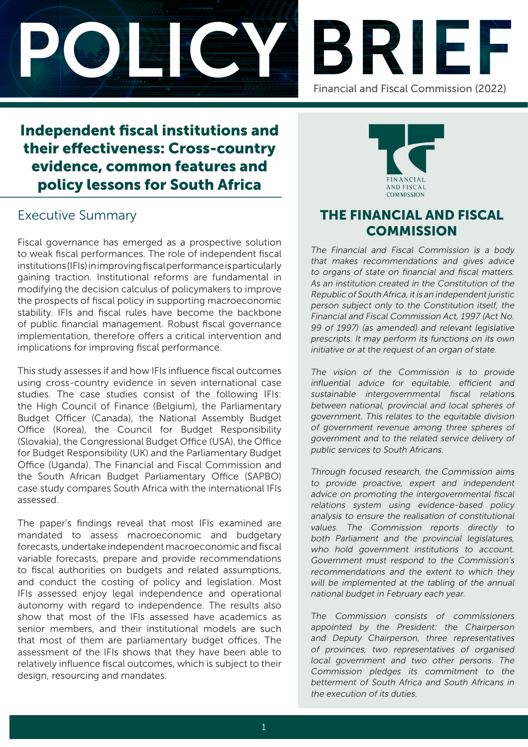# POLICY BRIEF

Financial and Fiscal Commission (2022)

## Independent fiscal institutions and their effectiveness: Cross-country evidence, common features and policy lessons for South Africa

### Executive Summary

Fiscal governance has emerged as a prospective solution to weak fiscal performances. The role of independent fiscal institutions (IFIs) in improving fiscal performance is particularly gaining traction. Institutional reforms are fundamental in modifying the decision calculus of policymakers to improve the prospects of fiscal policy in supporting macroeconomic stability. IFIs and fiscal rules have become the backbone of public financial management. Robust fiscal governance implementation, therefore offers a critical intervention and implications for improving fiscal performance.

This study assesses if and how IFIs influence fiscal outcomes using cross-country evidence in seven international case studies. The case studies consist of the following IFIs: the High Council of Finance (Belgium), the Parliamentary Budget Officer (Canada), the National Assembly Budget Office (Korea), the Council for Budget Responsibility (Slovakia), the Congressional Budget Office (USA), the Office for Budget Responsibility (UK) and the Parliamentary Budget Office (Uganda). The Financial and Fiscal Commission and the South African Budget Parliamentary Office (SAPBO) case study compares South Africa with the international IFIs assessed.

The paper's findings reveal that most IFIs examined are mandated to assess macroeconomic and budgetary forecasts, undertake independent macroeconomic and fiscal variable forecasts, prepare and provide recommendations to fiscal authorities on budgets and related assumptions, and conduct the costing of policy and legislation. Most IFIs assessed enjoy legal independence and operational autonomy with regard to independence. The results also show that most of the IFIs assessed have academics as senior members, and their institutional models are such that most of them are parliamentary budget offices. The assessment of the IFIs shows that they have been able to relatively influence fiscal outcomes, which is subject to their design, resourcing and mandates.

FINANCIAL AND FISCAL COMMISSION

### THE FINANCIAL AND FISCAL COMMISSION

*The Financial and Fiscal Commission is a body that makes recommendations and gives advice to organs of state on financial and fiscal matters. As an institution created in the Constitution of the Republic of South Africa, it is an independent juristic person subject only to the Constitution itself, the Financial and Fiscal Commission Act, 1997 (Act No. 99 of 1997) (as amended) and relevant legislative prescripts. It may perform its functions on its own initiative or at the request of an organ of state.*

*The vision of the Commission is to provide influential advice for equitable, efficient and sustainable intergovernmental fiscal relations between national, provincial and local spheres of government. This relates to the equitable division of government revenue among three spheres of government and to the related service delivery of public services to South Africans.*

*Through focused research, the Commission aims to provide proactive, expert and independent advice on promoting the intergovernmental fiscal relations system using evidence-based policy analysis to ensure the realisation of constitutional values. The Commission reports directly to both Parliament and the provincial legislatures, who hold government institutions to account. Government must respond to the Commission's recommendations and the extent to which they will be implemented at the tabling of the annual national budget in February each year.*

*The Commission consists of commissioners appointed by the President: the Chairperson and Deputy Chairperson, three representatives of provinces, two representatives of organised local government and two other persons. The Commission pledges its commitment to the betterment of South Africa and South Africans in the execution of its duties.*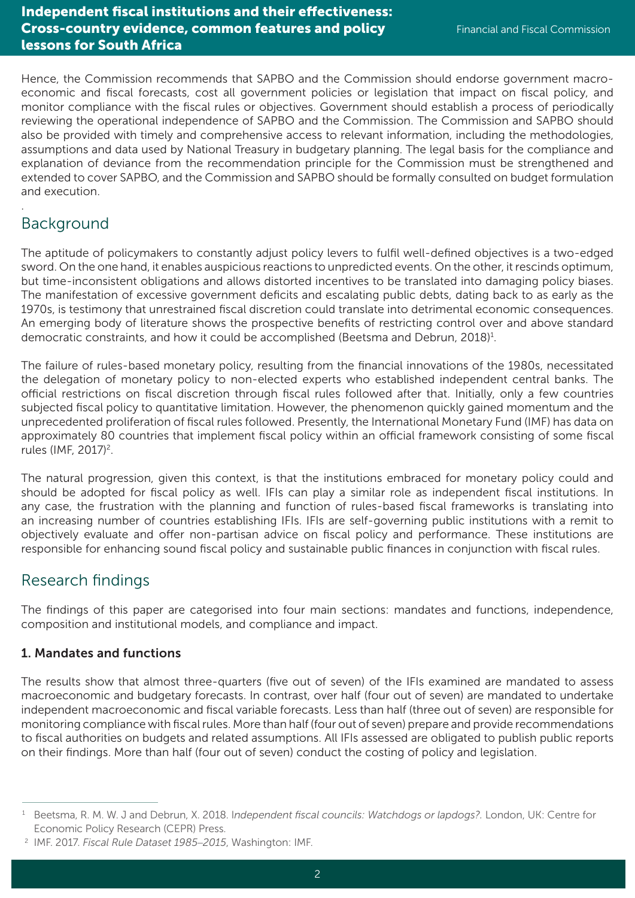Hence, the Commission recommends that SAPBO and the Commission should endorse government macro-economic and fiscal forecasts, cost all government policies or legislation that impact on fiscal policy, and monitor compliance with the fiscal rules or objectives. Government should establish a process of periodically reviewing the operational independence of SAPBO and the Commission. The Commission and SAPBO should also be provided with timely and comprehensive access to relevant information, including the methodologies, assumptions and data used by National Treasury in budgetary planning. The legal basis for the compliance and explanation of deviance from the recommendation principle for the Commission must be strengthened and extended to cover SAPBO, and the Commission and SAPBO should be formally consulted on budget formulation and execution.

## Background

The aptitude of policymakers to constantly adjust policy levers to fulfil well-defined objectives is a two-edged sword. On the one hand, it enables auspicious reactions to unpredicted events. On the other, it rescinds optimum, but time-inconsistent obligations and allows distorted incentives to be translated into damaging policy biases. The manifestation of excessive government deficits and escalating public debts, dating back to as early as the 1970s, is testimony that unrestrained fiscal discretion could translate into detrimental economic consequences. An emerging body of literature shows the prospective benefits of restricting control over and above standard democratic constraints, and how it could be accomplished (Beetsma and Debrun, 2018)[1].

The failure of rules-based monetary policy, resulting from the financial innovations of the 1980s, necessitated the delegation of monetary policy to non-elected experts who established independent central banks. The official restrictions on fiscal discretion through fiscal rules followed after that. Initially, only a few countries subjected fiscal policy to quantitative limitation. However, the phenomenon quickly gained momentum and the unprecedented proliferation of fiscal rules followed. Presently, the International Monetary Fund (IMF) has data on approximately 80 countries that implement fiscal policy within an official framework consisting of some fiscal rules (IMF, 2017)[2].

The natural progression, given this context, is that the institutions embraced for monetary policy could and should be adopted for fiscal policy as well. IFIs can play a similar role as independent fiscal institutions. In any case, the frustration with the planning and function of rules-based fiscal frameworks is translating into an increasing number of countries establishing IFIs. IFIs are self-governing public institutions with a remit to objectively evaluate and offer non-partisan advice on fiscal policy and performance. These institutions are responsible for enhancing sound fiscal policy and sustainable public finances in conjunction with fiscal rules.

## Research findings

The findings of this paper are categorised into four main sections: mandates and functions, independence, composition and institutional models, and compliance and impact.

### 1. Mandates and functions

The results show that almost three-quarters (five out of seven) of the IFIs examined are mandated to assess macroeconomic and budgetary forecasts. In contrast, over half (four out of seven) are mandated to undertake independent macroeconomic and fiscal variable forecasts. Less than half (three out of seven) are responsible for monitoring compliance with fiscal rules. More than half (four out of seven) prepare and provide recommendations to fiscal authorities on budgets and related assumptions. All IFIs assessed are obligated to publish public reports on their findings. More than half (four out of seven) conduct the costing of policy and legislation.

---

[1] Beetsma, R. M. W. J and Debrun, X. 2018. *Independent fiscal councils: Watchdogs or lapdogs?*. London, UK: Centre for Economic Policy Research (CEPR) Press.

[2] IMF. 2017. *Fiscal Rule Dataset 1985–2015*, Washington: IMF.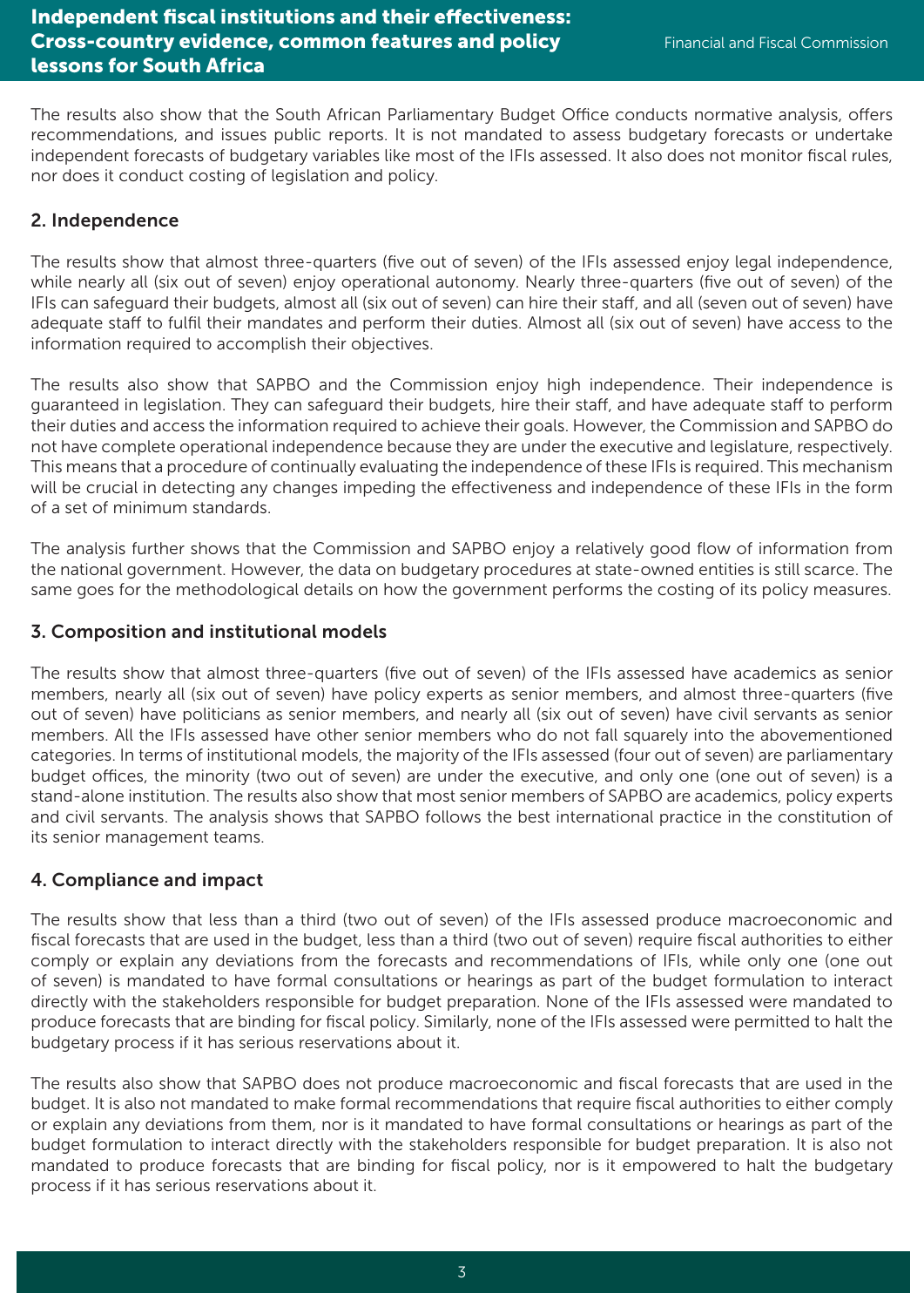The results also show that the South African Parliamentary Budget Office conducts normative analysis, offers recommendations, and issues public reports. It is not mandated to assess budgetary forecasts or undertake independent forecasts of budgetary variables like most of the IFIs assessed. It also does not monitor fiscal rules, nor does it conduct costing of legislation and policy.

## 2. Independence

The results show that almost three-quarters (five out of seven) of the IFIs assessed enjoy legal independence, while nearly all (six out of seven) enjoy operational autonomy. Nearly three-quarters (five out of seven) of the IFIs can safeguard their budgets, almost all (six out of seven) can hire their staff, and all (seven out of seven) have adequate staff to fulfil their mandates and perform their duties. Almost all (six out of seven) have access to the information required to accomplish their objectives.

The results also show that SAPBO and the Commission enjoy high independence. Their independence is guaranteed in legislation. They can safeguard their budgets, hire their staff, and have adequate staff to perform their duties and access the information required to achieve their goals. However, the Commission and SAPBO do not have complete operational independence because they are under the executive and legislature, respectively. This means that a procedure of continually evaluating the independence of these IFIs is required. This mechanism will be crucial in detecting any changes impeding the effectiveness and independence of these IFIs in the form of a set of minimum standards.

The analysis further shows that the Commission and SAPBO enjoy a relatively good flow of information from the national government. However, the data on budgetary procedures at state-owned entities is still scarce. The same goes for the methodological details on how the government performs the costing of its policy measures.

## 3. Composition and institutional models

The results show that almost three-quarters (five out of seven) of the IFIs assessed have academics as senior members, nearly all (six out of seven) have policy experts as senior members, and almost three-quarters (five out of seven) have politicians as senior members, and nearly all (six out of seven) have civil servants as senior members. All the IFIs assessed have other senior members who do not fall squarely into the abovementioned categories. In terms of institutional models, the majority of the IFIs assessed (four out of seven) are parliamentary budget offices, the minority (two out of seven) are under the executive, and only one (one out of seven) is a stand-alone institution. The results also show that most senior members of SAPBO are academics, policy experts and civil servants. The analysis shows that SAPBO follows the best international practice in the constitution of its senior management teams.

## 4. Compliance and impact

The results show that less than a third (two out of seven) of the IFIs assessed produce macroeconomic and fiscal forecasts that are used in the budget, less than a third (two out of seven) require fiscal authorities to either comply or explain any deviations from the forecasts and recommendations of IFIs, while only one (one out of seven) is mandated to have formal consultations or hearings as part of the budget formulation to interact directly with the stakeholders responsible for budget preparation. None of the IFIs assessed were mandated to produce forecasts that are binding for fiscal policy. Similarly, none of the IFIs assessed were permitted to halt the budgetary process if it has serious reservations about it.

The results also show that SAPBO does not produce macroeconomic and fiscal forecasts that are used in the budget. It is also not mandated to make formal recommendations that require fiscal authorities to either comply or explain any deviations from them, nor is it mandated to have formal consultations or hearings as part of the budget formulation to interact directly with the stakeholders responsible for budget preparation. It is also not mandated to produce forecasts that are binding for fiscal policy, nor is it empowered to halt the budgetary process if it has serious reservations about it.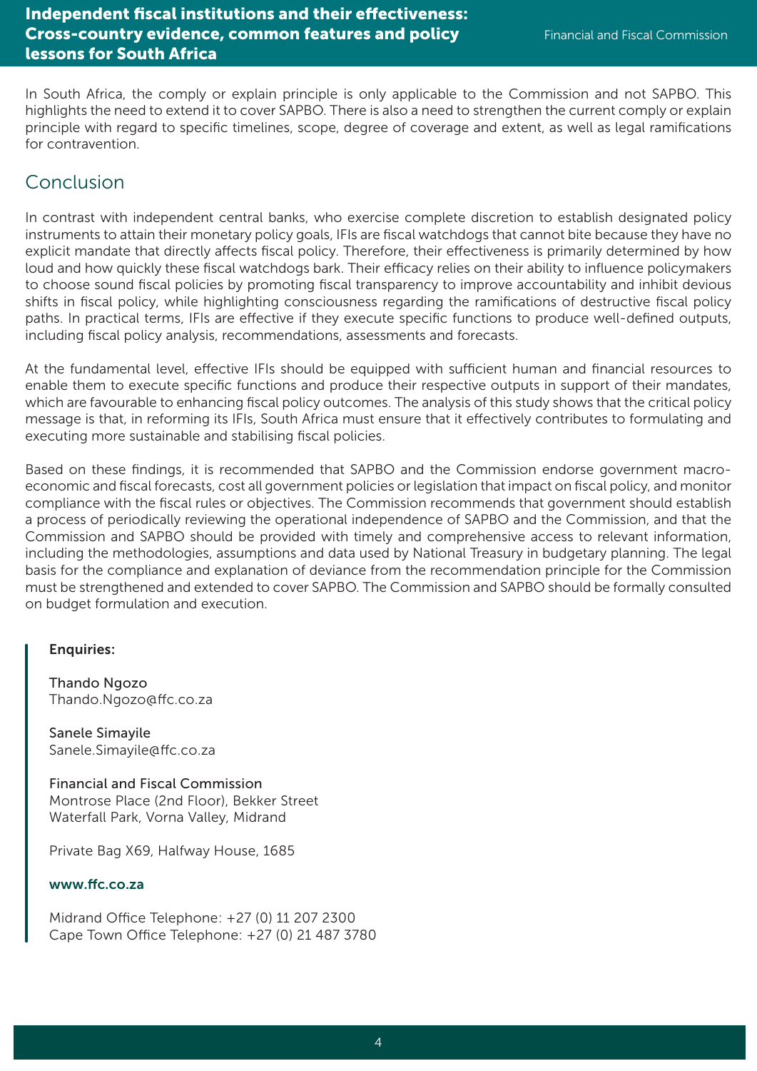In South Africa, the comply or explain principle is only applicable to the Commission and not SAPBO. This highlights the need to extend it to cover SAPBO. There is also a need to strengthen the current comply or explain principle with regard to specific timelines, scope, degree of coverage and extent, as well as legal ramifications for contravention.

## Conclusion

In contrast with independent central banks, who exercise complete discretion to establish designated policy instruments to attain their monetary policy goals, IFIs are fiscal watchdogs that cannot bite because they have no explicit mandate that directly affects fiscal policy. Therefore, their effectiveness is primarily determined by how loud and how quickly these fiscal watchdogs bark. Their efficacy relies on their ability to influence policymakers to choose sound fiscal policies by promoting fiscal transparency to improve accountability and inhibit devious shifts in fiscal policy, while highlighting consciousness regarding the ramifications of destructive fiscal policy paths. In practical terms, IFIs are effective if they execute specific functions to produce well-defined outputs, including fiscal policy analysis, recommendations, assessments and forecasts.

At the fundamental level, effective IFIs should be equipped with sufficient human and financial resources to enable them to execute specific functions and produce their respective outputs in support of their mandates, which are favourable to enhancing fiscal policy outcomes. The analysis of this study shows that the critical policy message is that, in reforming its IFIs, South Africa must ensure that it effectively contributes to formulating and executing more sustainable and stabilising fiscal policies.

Based on these findings, it is recommended that SAPBO and the Commission endorse government macro-economic and fiscal forecasts, cost all government policies or legislation that impact on fiscal policy, and monitor compliance with the fiscal rules or objectives. The Commission recommends that government should establish a process of periodically reviewing the operational independence of SAPBO and the Commission, and that the Commission and SAPBO should be provided with timely and comprehensive access to relevant information, including the methodologies, assumptions and data used by National Treasury in budgetary planning. The legal basis for the compliance and explanation of deviance from the recommendation principle for the Commission must be strengthened and extended to cover SAPBO. The Commission and SAPBO should be formally consulted on budget formulation and execution.

**Enquiries:**

Thando Ngozo
Thando.Ngozo@ffc.co.za

Sanele Simayile
Sanele.Simayile@ffc.co.za

Financial and Fiscal Commission
Montrose Place (2nd Floor), Bekker Street
Waterfall Park, Vorna Valley, Midrand

Private Bag X69, Halfway House, 1685

**www.ffc.co.za**

Midrand Office Telephone: +27 (0) 11 207 2300
Cape Town Office Telephone: +27 (0) 21 487 3780